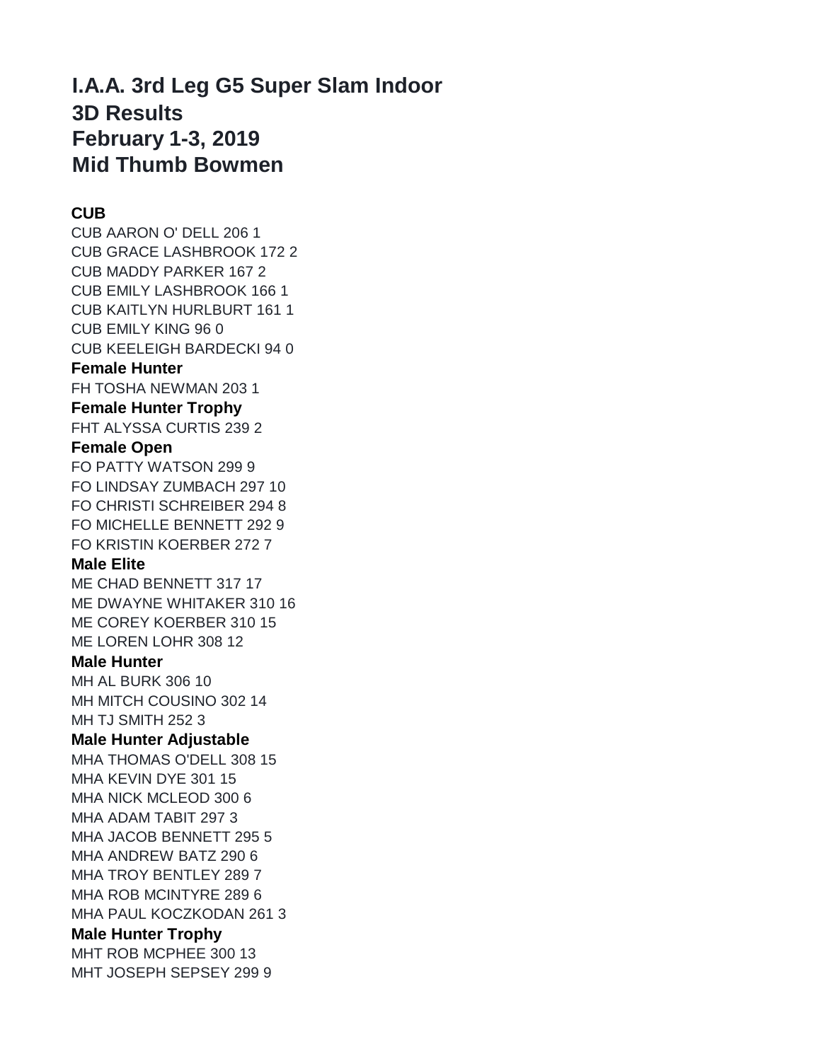# I.A.A. 3rd Leg G5 Super Slam Indoor
## 3D Results
## February 1-3, 2019
## Mid Thumb Bowmen

**CUB**

CUB AARON O' DELL 206 1
CUB GRACE LASHBROOK 172 2
CUB MADDY PARKER 167 2
CUB EMILY LASHBROOK 166 1
CUB KAITLYN HURLBURT 161 1
CUB EMILY KING 96 0
CUB KEELEIGH BARDECKI 94 0

**Female Hunter**

FH TOSHA NEWMAN 203 1

**Female Hunter Trophy**

FHT ALYSSA CURTIS 239 2

**Female Open**

FO PATTY WATSON 299 9
FO LINDSAY ZUMBACH 297 10
FO CHRISTI SCHREIBER 294 8
FO MICHELLE BENNETT 292 9
FO KRISTIN KOERBER 272 7

**Male Elite**

ME CHAD BENNETT 317 17
ME DWAYNE WHITAKER 310 16
ME COREY KOERBER 310 15
ME LOREN LOHR 308 12

**Male Hunter**

MH AL BURK 306 10
MH MITCH COUSINO 302 14
MH TJ SMITH 252 3

**Male Hunter Adjustable**

MHA THOMAS O'DELL 308 15
MHA KEVIN DYE 301 15
MHA NICK MCLEOD 300 6
MHA ADAM TABIT 297 3
MHA JACOB BENNETT 295 5
MHA ANDREW BATZ 290 6
MHA TROY BENTLEY 289 7
MHA ROB MCINTYRE 289 6
MHA PAUL KOCZKODAN 261 3

**Male Hunter Trophy**

MHT ROB MCPHEE 300 13
MHT JOSEPH SEPSEY 299 9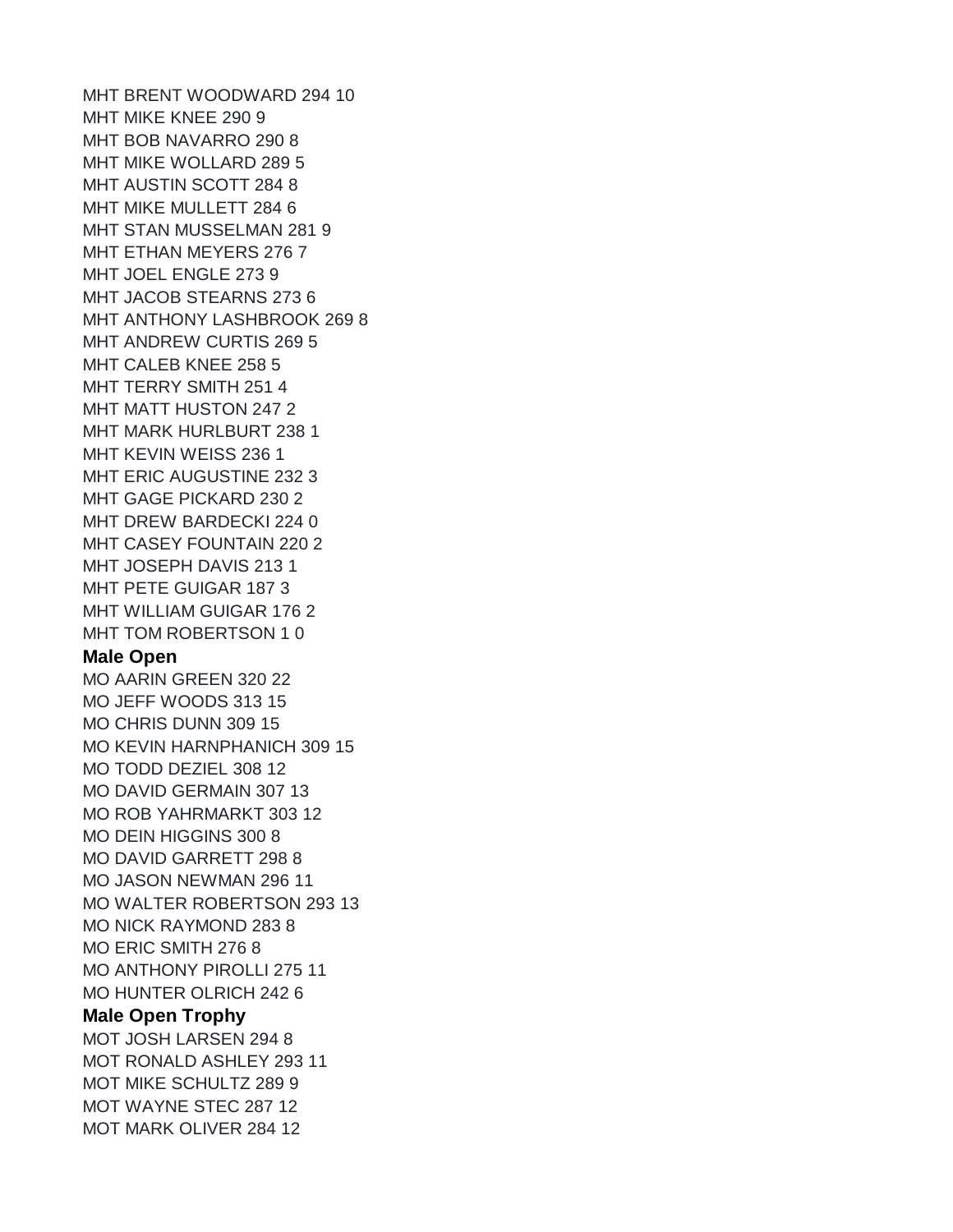MHT BRENT WOODWARD 294 10
MHT MIKE KNEE 290 9
MHT BOB NAVARRO 290 8
MHT MIKE WOLLARD 289 5
MHT AUSTIN SCOTT 284 8
MHT MIKE MULLETT 284 6
MHT STAN MUSSELMAN 281 9
MHT ETHAN MEYERS 276 7
MHT JOEL ENGLE 273 9
MHT JACOB STEARNS 273 6
MHT ANTHONY LASHBROOK 269 8
MHT ANDREW CURTIS 269 5
MHT CALEB KNEE 258 5
MHT TERRY SMITH 251 4
MHT MATT HUSTON 247 2
MHT MARK HURLBURT 238 1
MHT KEVIN WEISS 236 1
MHT ERIC AUGUSTINE 232 3
MHT GAGE PICKARD 230 2
MHT DREW BARDECKI 224 0
MHT CASEY FOUNTAIN 220 2
MHT JOSEPH DAVIS 213 1
MHT PETE GUIGAR 187 3
MHT WILLIAM GUIGAR 176 2
MHT TOM ROBERTSON 1 0

**Male Open**

MO AARIN GREEN 320 22
MO JEFF WOODS 313 15
MO CHRIS DUNN 309 15
MO KEVIN HARNPHANICH 309 15
MO TODD DEZIEL 308 12
MO DAVID GERMAIN 307 13
MO ROB YAHRMARKT 303 12
MO DEIN HIGGINS 300 8
MO DAVID GARRETT 298 8
MO JASON NEWMAN 296 11
MO WALTER ROBERTSON 293 13
MO NICK RAYMOND 283 8
MO ERIC SMITH 276 8
MO ANTHONY PIROLLI 275 11
MO HUNTER OLRICH 242 6

**Male Open Trophy**

MOT JOSH LARSEN 294 8
MOT RONALD ASHLEY 293 11
MOT MIKE SCHULTZ 289 9
MOT WAYNE STEC 287 12
MOT MARK OLIVER 284 12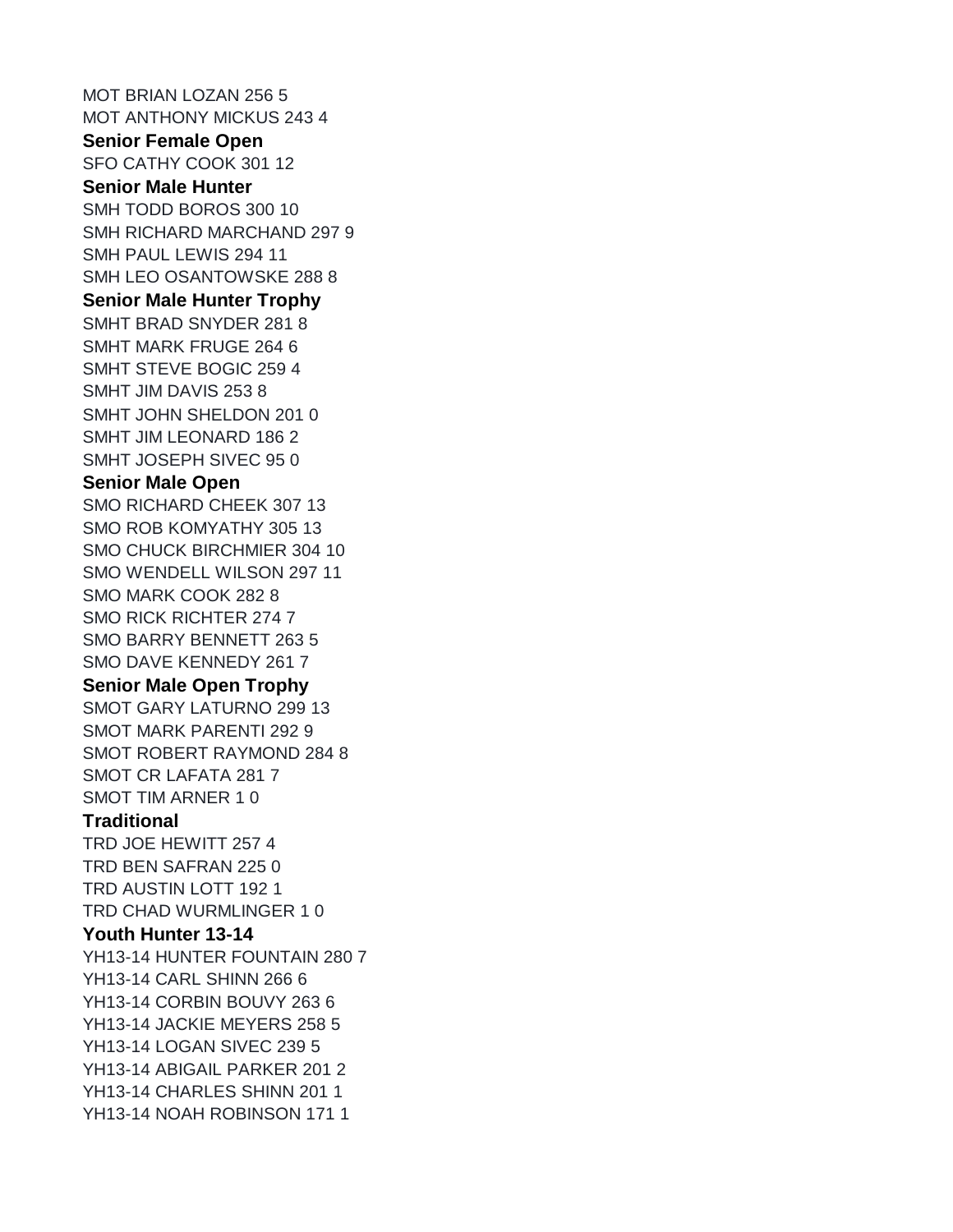MOT BRIAN LOZAN 256 5
MOT ANTHONY MICKUS 243 4

**Senior Female Open**

SFO CATHY COOK 301 12

**Senior Male Hunter**

SMH TODD BOROS 300 10
SMH RICHARD MARCHAND 297 9
SMH PAUL LEWIS 294 11
SMH LEO OSANTOWSKE 288 8

**Senior Male Hunter Trophy**

SMHT BRAD SNYDER 281 8
SMHT MARK FRUGE 264 6
SMHT STEVE BOGIC 259 4
SMHT JIM DAVIS 253 8
SMHT JOHN SHELDON 201 0
SMHT JIM LEONARD 186 2
SMHT JOSEPH SIVEC 95 0

**Senior Male Open**

SMO RICHARD CHEEK 307 13
SMO ROB KOMYATHY 305 13
SMO CHUCK BIRCHMIER 304 10
SMO WENDELL WILSON 297 11
SMO MARK COOK 282 8
SMO RICK RICHTER 274 7
SMO BARRY BENNETT 263 5
SMO DAVE KENNEDY 261 7

**Senior Male Open Trophy**

SMOT GARY LATURNO 299 13
SMOT MARK PARENTI 292 9
SMOT ROBERT RAYMOND 284 8
SMOT CR LAFATA 281 7
SMOT TIM ARNER 1 0

**Traditional**

TRD JOE HEWITT 257 4
TRD BEN SAFRAN 225 0
TRD AUSTIN LOTT 192 1
TRD CHAD WURMLINGER 1 0

**Youth Hunter 13-14**

YH13-14 HUNTER FOUNTAIN 280 7
YH13-14 CARL SHINN 266 6
YH13-14 CORBIN BOUVY 263 6
YH13-14 JACKIE MEYERS 258 5
YH13-14 LOGAN SIVEC 239 5
YH13-14 ABIGAIL PARKER 201 2
YH13-14 CHARLES SHINN 201 1
YH13-14 NOAH ROBINSON 171 1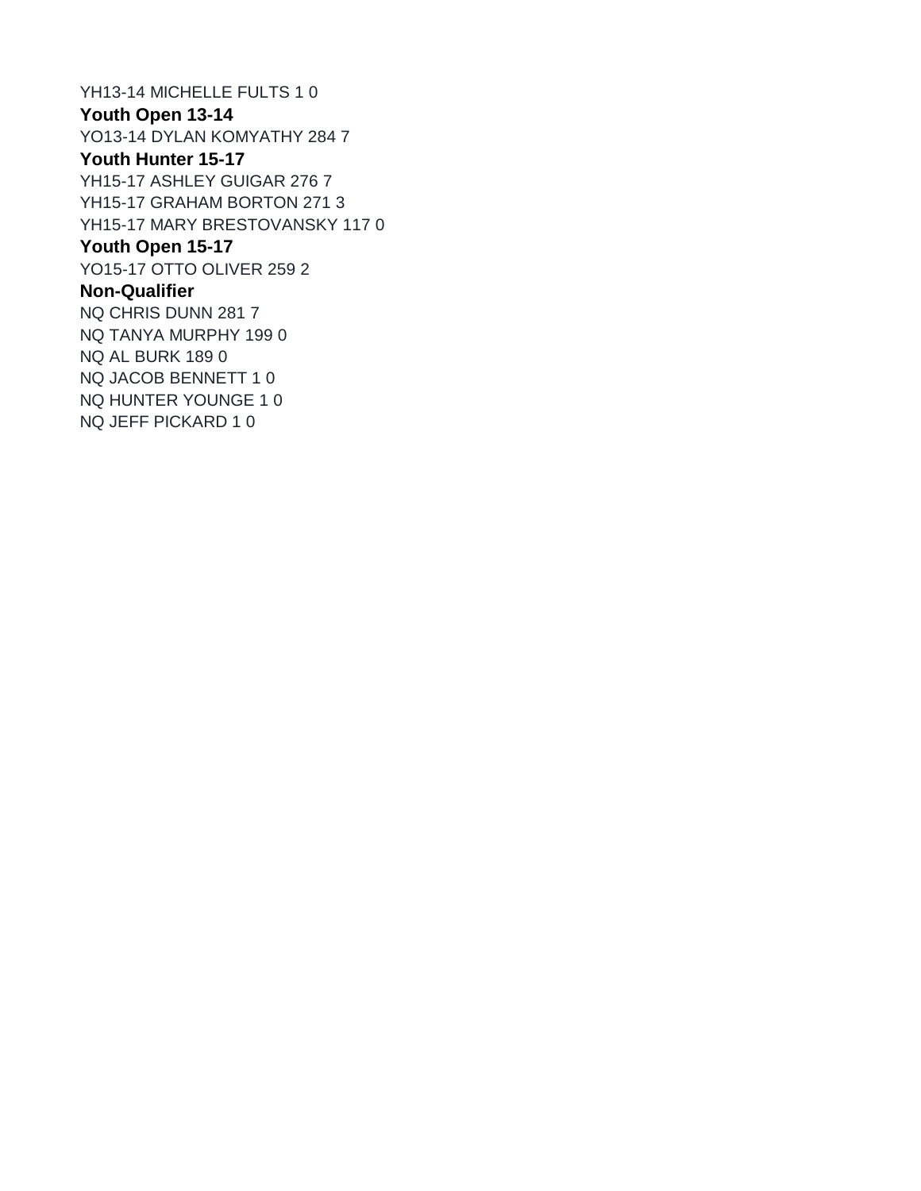YH13-14 MICHELLE FULTS 1 0

**Youth Open 13-14**

YO13-14 DYLAN KOMYATHY 284 7

**Youth Hunter 15-17**

YH15-17 ASHLEY GUIGAR 276 7
YH15-17 GRAHAM BORTON 271 3
YH15-17 MARY BRESTOVANSKY 117 0

**Youth Open 15-17**

YO15-17 OTTO OLIVER 259 2

**Non-Qualifier**

NQ CHRIS DUNN 281 7
NQ TANYA MURPHY 199 0
NQ AL BURK 189 0
NQ JACOB BENNETT 1 0
NQ HUNTER YOUNGE 1 0
NQ JEFF PICKARD 1 0